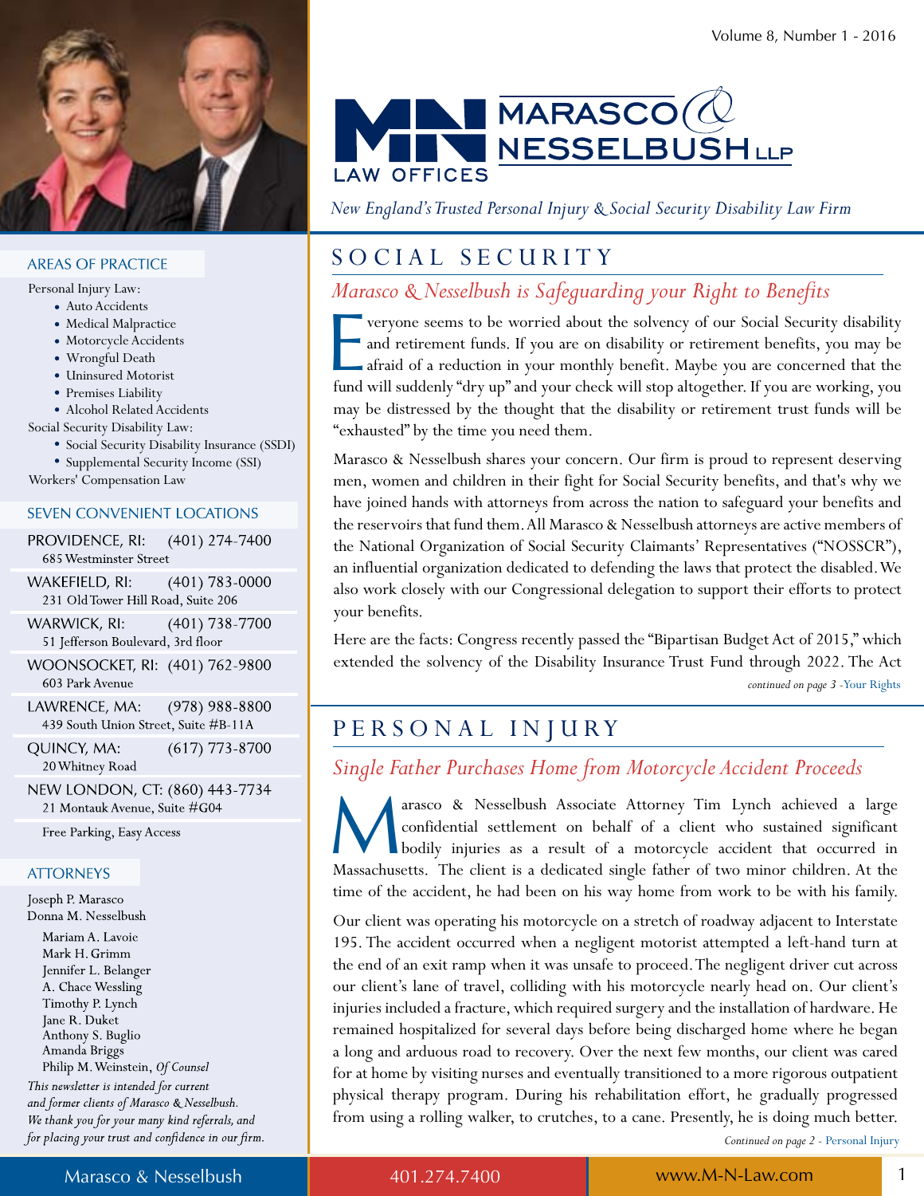# MARASCO & NESSELBUSH LLP
LAW OFFICES

*New England's Trusted Personal Injury & Social Security Disability Law Firm*

## SOCIAL SECURITY

### *Marasco & Nesselbush is Safeguarding your Right to Benefits*

Everyone seems to be worried about the solvency of our Social Security disability and retirement funds. If you are on disability or retirement benefits, you may be afraid of a reduction in your monthly benefit. Maybe you are concerned that the fund will suddenly "dry up" and your check will stop altogether. If you are working, you may be distressed by the thought that the disability or retirement trust funds will be "exhausted" by the time you need them.

Marasco & Nesselbush shares your concern. Our firm is proud to represent deserving men, women and children in their fight for Social Security benefits, and that's why we have joined hands with attorneys from across the nation to safeguard your benefits and the reservoirs that fund them. All Marasco & Nesselbush attorneys are active members of the National Organization of Social Security Claimants' Representatives ("NOSSCR"), an influential organization dedicated to defending the laws that protect the disabled. We also work closely with our Congressional delegation to support their efforts to protect your benefits.

Here are the facts: Congress recently passed the "Bipartisan Budget Act of 2015," which extended the solvency of the Disability Insurance Trust Fund through 2022. The Act

*continued on page 3* - Your Rights

## PERSONAL INJURY

### *Single Father Purchases Home from Motorcycle Accident Proceeds*

Marasco & Nesselbush Associate Attorney Tim Lynch achieved a large confidential settlement on behalf of a client who sustained significant bodily injuries as a result of a motorcycle accident that occurred in Massachusetts. The client is a dedicated single father of two minor children. At the time of the accident, he had been on his way home from work to be with his family.

Our client was operating his motorcycle on a stretch of roadway adjacent to Interstate 195. The accident occurred when a negligent motorist attempted a left-hand turn at the end of an exit ramp when it was unsafe to proceed. The negligent driver cut across our client's lane of travel, colliding with his motorcycle nearly head on. Our client's injuries included a fracture, which required surgery and the installation of hardware. He remained hospitalized for several days before being discharged home where he began a long and arduous road to recovery. Over the next few months, our client was cared for at home by visiting nurses and eventually transitioned to a more rigorous outpatient physical therapy program. During his rehabilitation effort, he gradually progressed from using a rolling walker, to crutches, to a cane. Presently, he is doing much better.

*Continued on page 2* - Personal Injury

---

### AREAS OF PRACTICE

Personal Injury Law:
- Auto Accidents
- Medical Malpractice
- Motorcycle Accidents
- Wrongful Death
- Uninsured Motorist
- Premises Liability
- Alcohol Related Accidents

Social Security Disability Law:
- Social Security Disability Insurance (SSDI)
- Supplemental Security Income (SSI)

Workers' Compensation Law

### SEVEN CONVENIENT LOCATIONS

PROVIDENCE, RI: (401) 274-7400
685 Westminster Street

WAKEFIELD, RI: (401) 783-0000
231 Old Tower Hill Road, Suite 206

WARWICK, RI: (401) 738-7700
51 Jefferson Boulevard, 3rd floor

WOONSOCKET, RI: (401) 762-9800
603 Park Avenue

LAWRENCE, MA: (978) 988-8800
439 South Union Street, Suite #B-11A

QUINCY, MA: (617) 773-8700
20 Whitney Road

NEW LONDON, CT: (860) 443-7734
21 Montauk Avenue, Suite #G04

Free Parking, Easy Access

### ATTORNEYS

Joseph P. Marasco
Donna M. Nesselbush
- Mariam A. Lavoie
- Mark H. Grimm
- Jennifer L. Belanger
- A. Chace Wessling
- Timothy P. Lynch
- Jane R. Duket
- Anthony S. Buglio
- Amanda Briggs
- Philip M. Weinstein, *Of Counsel*

*This newsletter is intended for current and former clients of Marasco & Nesselbush. We thank you for your many kind referrals, and for placing your trust and confidence in our firm.*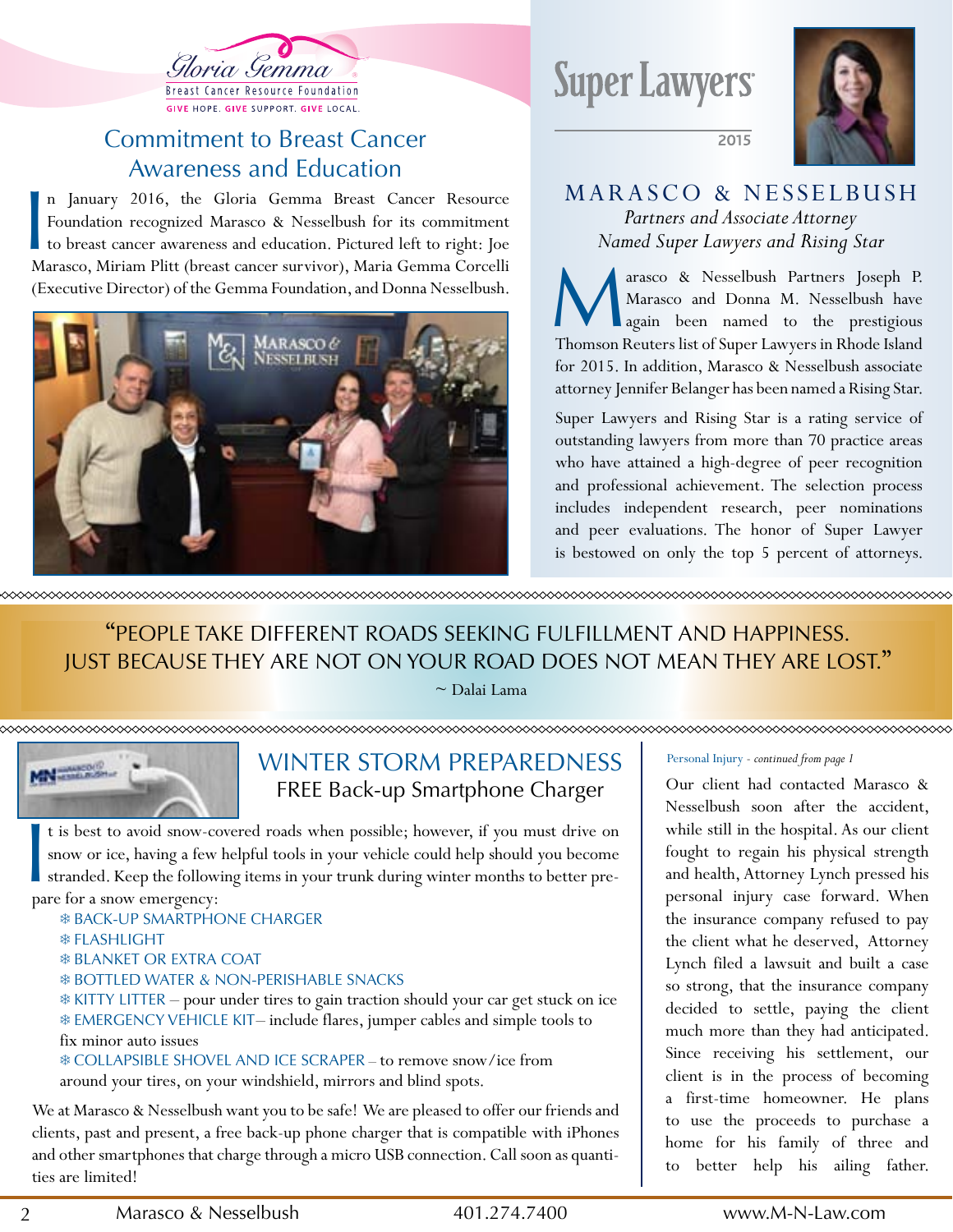## Commitment to Breast Cancer Awareness and Education

In January 2016, the Gloria Gemma Breast Cancer Resource Foundation recognized Marasco & Nesselbush for its commitment to breast cancer awareness and education. Pictured left to right: Joe Marasco, Miriam Plitt (breast cancer survivor), Maria Gemma Corcelli (Executive Director) of the Gemma Foundation, and Donna Nesselbush.

## MARASCO & NESSELBUSH

*Partners and Associate Attorney Named Super Lawyers and Rising Star*

Marasco & Nesselbush Partners Joseph P. Marasco and Donna M. Nesselbush have again been named to the prestigious Thomson Reuters list of Super Lawyers in Rhode Island for 2015. In addition, Marasco & Nesselbush associate attorney Jennifer Belanger has been named a Rising Star.

Super Lawyers and Rising Star is a rating service of outstanding lawyers from more than 70 practice areas who have attained a high-degree of peer recognition and professional achievement. The selection process includes independent research, peer nominations and peer evaluations. The honor of Super Lawyer is bestowed on only the top 5 percent of attorneys.

> "PEOPLE TAKE DIFFERENT ROADS SEEKING FULFILLMENT AND HAPPINESS. JUST BECAUSE THEY ARE NOT ON YOUR ROAD DOES NOT MEAN THEY ARE LOST."
>
> ~ Dalai Lama

## WINTER STORM PREPAREDNESS

### FREE Back-up Smartphone Charger

It is best to avoid snow-covered roads when possible; however, if you must drive on snow or ice, having a few helpful tools in your vehicle could help should you become stranded. Keep the following items in your trunk during winter months to better prepare for a snow emergency:

- BACK-UP SMARTPHONE CHARGER
- FLASHLIGHT
- BLANKET OR EXTRA COAT
- BOTTLED WATER & NON-PERISHABLE SNACKS
- KITTY LITTER – pour under tires to gain traction should your car get stuck on ice
- EMERGENCY VEHICLE KIT – include flares, jumper cables and simple tools to fix minor auto issues
- COLLAPSIBLE SHOVEL AND ICE SCRAPER – to remove snow/ice from around your tires, on your windshield, mirrors and blind spots.

We at Marasco & Nesselbush want you to be safe! We are pleased to offer our friends and clients, past and present, a free back-up phone charger that is compatible with iPhones and other smartphones that charge through a micro USB connection. Call soon as quantities are limited!

Personal Injury - *continued from page 1*

Our client had contacted Marasco & Nesselbush soon after the accident, while still in the hospital. As our client fought to regain his physical strength and health, Attorney Lynch pressed his personal injury case forward. When the insurance company refused to pay the client what he deserved, Attorney Lynch filed a lawsuit and built a case so strong, that the insurance company decided to settle, paying the client much more than they had anticipated. Since receiving his settlement, our client is in the process of becoming a first-time homeowner. He plans to use the proceeds to purchase a home for his family of three and to better help his ailing father.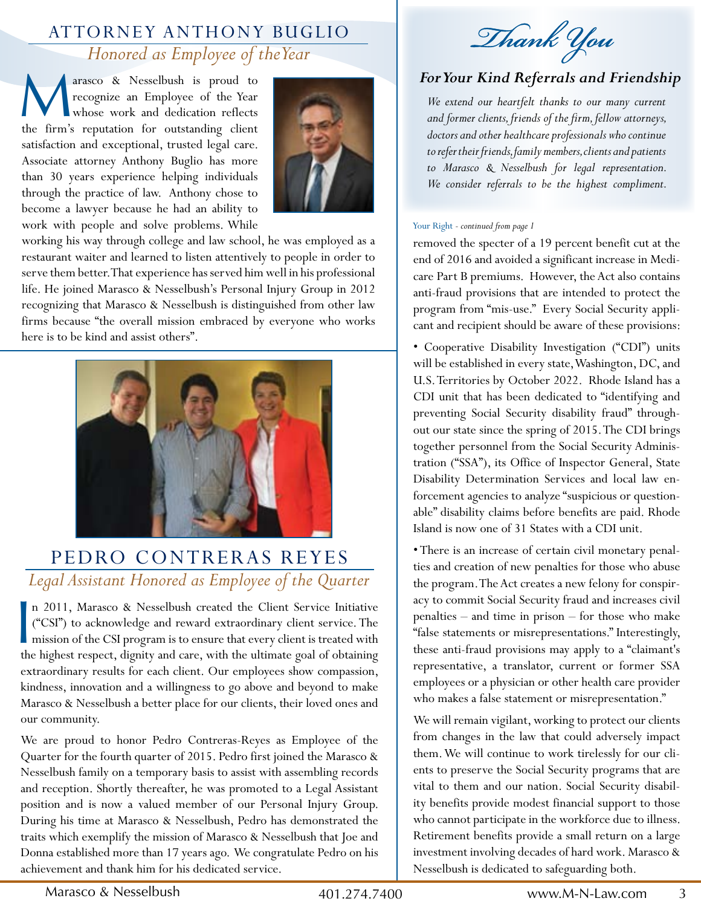## ATTORNEY ANTHONY BUGLIO

*Honored as Employee of the Year*

Marasco & Nesselbush is proud to recognize an Employee of the Year whose work and dedication reflects the firm's reputation for outstanding client satisfaction and exceptional, trusted legal care. Associate attorney Anthony Buglio has more than 30 years experience helping individuals through the practice of law. Anthony chose to become a lawyer because he had an ability to work with people and solve problems. While working his way through college and law school, he was employed as a restaurant waiter and learned to listen attentively to people in order to serve them better. That experience has served him well in his professional life. He joined Marasco & Nesselbush's Personal Injury Group in 2012 recognizing that Marasco & Nesselbush is distinguished from other law firms because "the overall mission embraced by everyone who works here is to be kind and assist others".

## PEDRO CONTRERAS REYES

*Legal Assistant Honored as Employee of the Quarter*

In 2011, Marasco & Nesselbush created the Client Service Initiative ("CSI") to acknowledge and reward extraordinary client service. The mission of the CSI program is to ensure that every client is treated with the highest respect, dignity and care, with the ultimate goal of obtaining extraordinary results for each client. Our employees show compassion, kindness, innovation and a willingness to go above and beyond to make Marasco & Nesselbush a better place for our clients, their loved ones and our community.

We are proud to honor Pedro Contreras-Reyes as Employee of the Quarter for the fourth quarter of 2015. Pedro first joined the Marasco & Nesselbush family on a temporary basis to assist with assembling records and reception. Shortly thereafter, he was promoted to a Legal Assistant position and is now a valued member of our Personal Injury Group. During his time at Marasco & Nesselbush, Pedro has demonstrated the traits which exemplify the mission of Marasco & Nesselbush that Joe and Donna established more than 17 years ago. We congratulate Pedro on his achievement and thank him for his dedicated service.

## *Thank You*

### *For Your Kind Referrals and Friendship*

*We extend our heartfelt thanks to our many current and former clients, friends of the firm, fellow attorneys, doctors and other healthcare professionals who continue to refer their friends, family members, clients and patients to Marasco & Nesselbush for legal representation. We consider referrals to be the highest compliment.*

Your Right - *continued from page 1*

removed the specter of a 19 percent benefit cut at the end of 2016 and avoided a significant increase in Medicare Part B premiums. However, the Act also contains anti-fraud provisions that are intended to protect the program from "mis-use." Every Social Security applicant and recipient should be aware of these provisions:

- Cooperative Disability Investigation ("CDI") units will be established in every state, Washington, DC, and U.S. Territories by October 2022. Rhode Island has a CDI unit that has been dedicated to "identifying and preventing Social Security disability fraud" throughout our state since the spring of 2015. The CDI brings together personnel from the Social Security Administration ("SSA"), its Office of Inspector General, State Disability Determination Services and local law enforcement agencies to analyze "suspicious or questionable" disability claims before benefits are paid. Rhode Island is now one of 31 States with a CDI unit.

- There is an increase of certain civil monetary penalties and creation of new penalties for those who abuse the program. The Act creates a new felony for conspiracy to commit Social Security fraud and increases civil penalties – and time in prison – for those who make "false statements or misrepresentations." Interestingly, these anti-fraud provisions may apply to a "claimant's representative, a translator, current or former SSA employees or a physician or other health care provider who makes a false statement or misrepresentation."

We will remain vigilant, working to protect our clients from changes in the law that could adversely impact them. We will continue to work tirelessly for our clients to preserve the Social Security programs that are vital to them and our nation. Social Security disability benefits provide modest financial support to those who cannot participate in the workforce due to illness. Retirement benefits provide a small return on a large investment involving decades of hard work. Marasco & Nesselbush is dedicated to safeguarding both.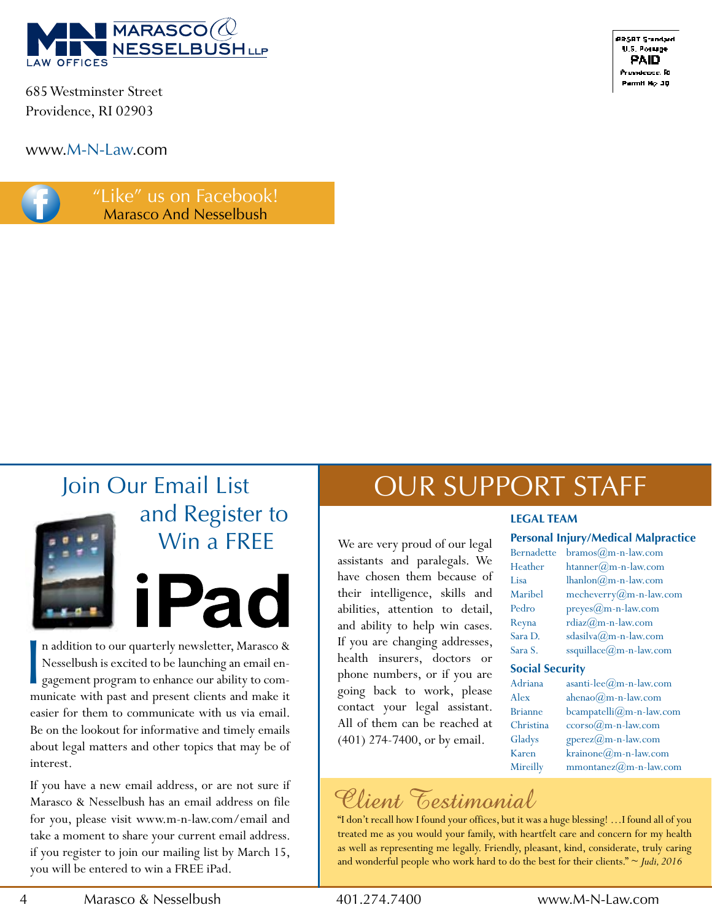MARASCO & NESSELBUSH LLP
LAW OFFICES

685 Westminster Street
Providence, RI 02903

www.M-N-Law.com

PRSRT Standard
U.S. Postage
PAID
Providence, RI
Permit No. 30

"Like" us on Facebook!
Marasco And Nesselbush

## Join Our Email List and Register to Win a FREE iPad

In addition to our quarterly newsletter, Marasco & Nesselbush is excited to be launching an email engagement program to enhance our ability to communicate with past and present clients and make it easier for them to communicate with us via email. Be on the lookout for informative and timely emails about legal matters and other topics that may be of interest.

If you have a new email address, or are not sure if Marasco & Nesselbush has an email address on file for you, please visit www.m-n-law.com/email and take a moment to share your current email address. if you register to join our mailing list by March 15, you will be entered to win a FREE iPad.

## OUR SUPPORT STAFF

We are very proud of our legal assistants and paralegals. We have chosen them because of their intelligence, skills and abilities, attention to detail, and ability to help win cases. If you are changing addresses, health insurers, doctors or phone numbers, or if you are going back to work, please contact your legal assistant. All of them can be reached at (401) 274-7400, or by email.

### LEGAL TEAM

**Personal Injury/Medical Malpractice**

| | |
|---|---|
| Bernadette | bramos@m-n-law.com |
| Heather | htanner@m-n-law.com |
| Lisa | lhanlon@m-n-law.com |
| Maribel | mecheverry@m-n-law.com |
| Pedro | preyes@m-n-law.com |
| Reyna | rdiaz@m-n-law.com |
| Sara D. | sdasilva@m-n-law.com |
| Sara S. | ssquillace@m-n-law.com |

**Social Security**

| | |
|---|---|
| Adriana | asanti-lee@m-n-law.com |
| Alex | ahenao@m-n-law.com |
| Brianne | bcampatelli@m-n-law.com |
| Christina | ccorso@m-n-law.com |
| Gladys | gperez@m-n-law.com |
| Karen | krainone@m-n-law.com |
| Mireilly | mmontanez@m-n-law.com |

## Client Testimonial

"I don't recall how I found your offices, but it was a huge blessing! …I found all of you treated me as you would your family, with heartfelt care and concern for my health as well as representing me legally. Friendly, pleasant, kind, considerate, truly caring and wonderful people who work hard to do the best for their clients." ~ *Judi, 2016*